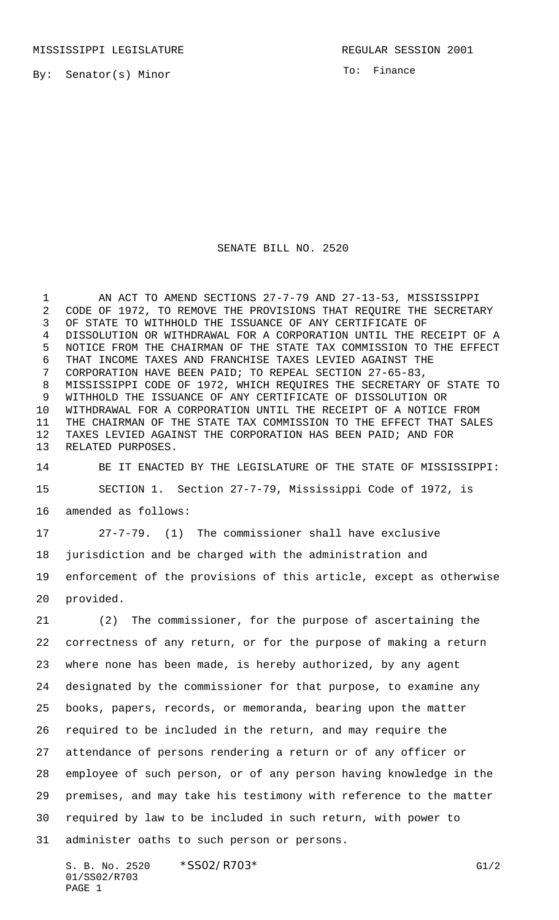MISSISSIPPI LEGISLATURE REGULAR SESSION 2001

By: Senator(s) Minor

To: Finance

# SENATE BILL NO. 2520

AN ACT TO AMEND SECTIONS 27-7-79 AND 27-13-53, MISSISSIPPI CODE OF 1972, TO REMOVE THE PROVISIONS THAT REQUIRE THE SECRETARY OF STATE TO WITHHOLD THE ISSUANCE OF ANY CERTIFICATE OF DISSOLUTION OR WITHDRAWAL FOR A CORPORATION UNTIL THE RECEIPT OF A NOTICE FROM THE CHAIRMAN OF THE STATE TAX COMMISSION TO THE EFFECT THAT INCOME TAXES AND FRANCHISE TAXES LEVIED AGAINST THE CORPORATION HAVE BEEN PAID; TO REPEAL SECTION 27-65-83, MISSISSIPPI CODE OF 1972, WHICH REQUIRES THE SECRETARY OF STATE TO WITHHOLD THE ISSUANCE OF ANY CERTIFICATE OF DISSOLUTION OR WITHDRAWAL FOR A CORPORATION UNTIL THE RECEIPT OF A NOTICE FROM THE CHAIRMAN OF THE STATE TAX COMMISSION TO THE EFFECT THAT SALES TAXES LEVIED AGAINST THE CORPORATION HAS BEEN PAID; AND FOR RELATED PURPOSES.

BE IT ENACTED BY THE LEGISLATURE OF THE STATE OF MISSISSIPPI:

SECTION 1. Section 27-7-79, Mississippi Code of 1972, is amended as follows:

27-7-79. (1) The commissioner shall have exclusive jurisdiction and be charged with the administration and enforcement of the provisions of this article, except as otherwise provided.

(2) The commissioner, for the purpose of ascertaining the correctness of any return, or for the purpose of making a return where none has been made, is hereby authorized, by any agent designated by the commissioner for that purpose, to examine any books, papers, records, or memoranda, bearing upon the matter required to be included in the return, and may require the attendance of persons rendering a return or of any officer or employee of such person, or of any person having knowledge in the premises, and may take his testimony with reference to the matter required by law to be included in such return, with power to administer oaths to such person or persons.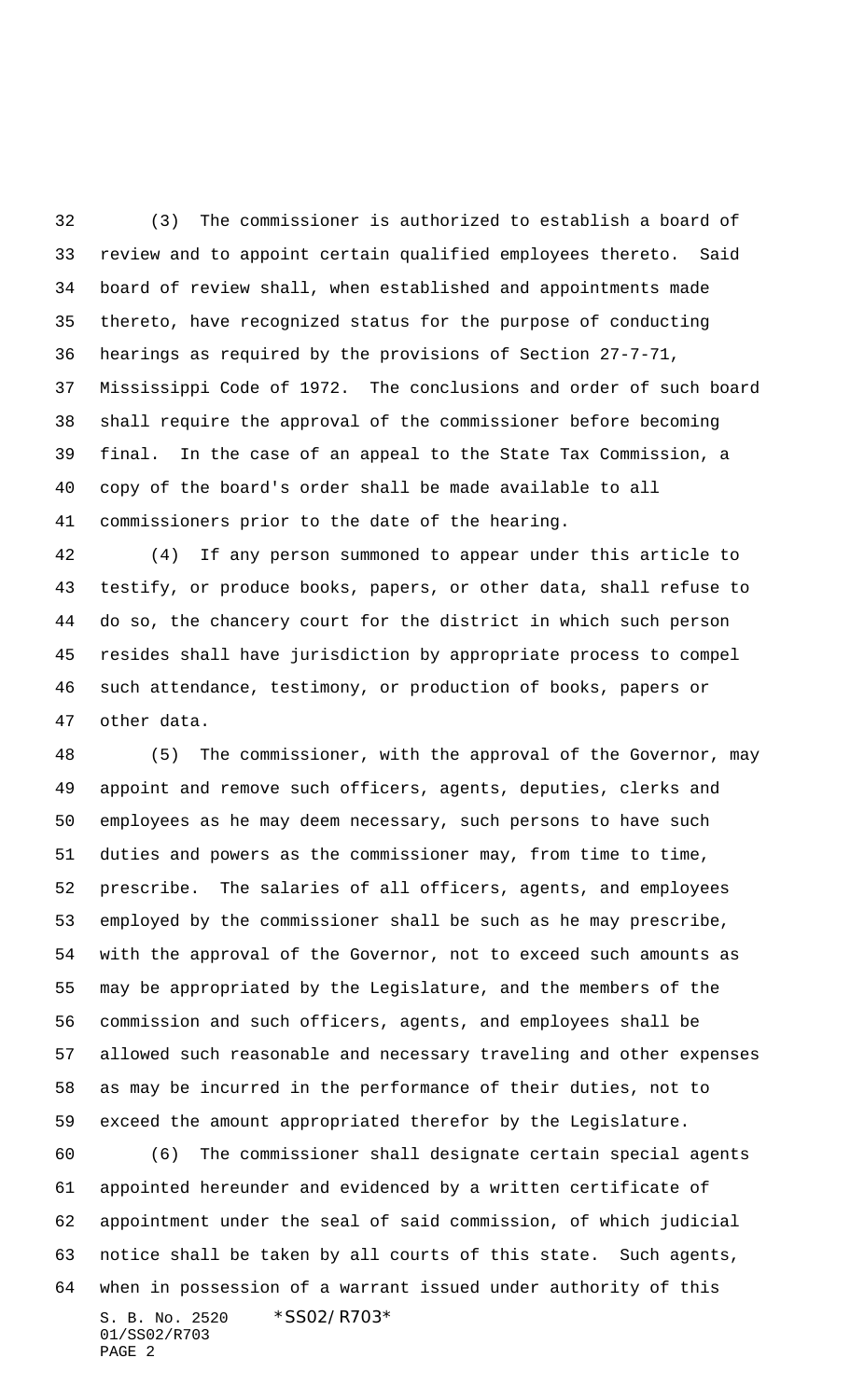(3) The commissioner is authorized to establish a board of review and to appoint certain qualified employees thereto. Said board of review shall, when established and appointments made thereto, have recognized status for the purpose of conducting hearings as required by the provisions of Section 27-7-71, Mississippi Code of 1972. The conclusions and order of such board shall require the approval of the commissioner before becoming final. In the case of an appeal to the State Tax Commission, a copy of the board's order shall be made available to all commissioners prior to the date of the hearing.

(4) If any person summoned to appear under this article to testify, or produce books, papers, or other data, shall refuse to do so, the chancery court for the district in which such person resides shall have jurisdiction by appropriate process to compel such attendance, testimony, or production of books, papers or other data.

(5) The commissioner, with the approval of the Governor, may appoint and remove such officers, agents, deputies, clerks and employees as he may deem necessary, such persons to have such duties and powers as the commissioner may, from time to time, prescribe. The salaries of all officers, agents, and employees employed by the commissioner shall be such as he may prescribe, with the approval of the Governor, not to exceed such amounts as may be appropriated by the Legislature, and the members of the commission and such officers, agents, and employees shall be allowed such reasonable and necessary traveling and other expenses as may be incurred in the performance of their duties, not to exceed the amount appropriated therefor by the Legislature.

(6) The commissioner shall designate certain special agents appointed hereunder and evidenced by a written certificate of appointment under the seal of said commission, of which judicial notice shall be taken by all courts of this state. Such agents, when in possession of a warrant issued under authority of this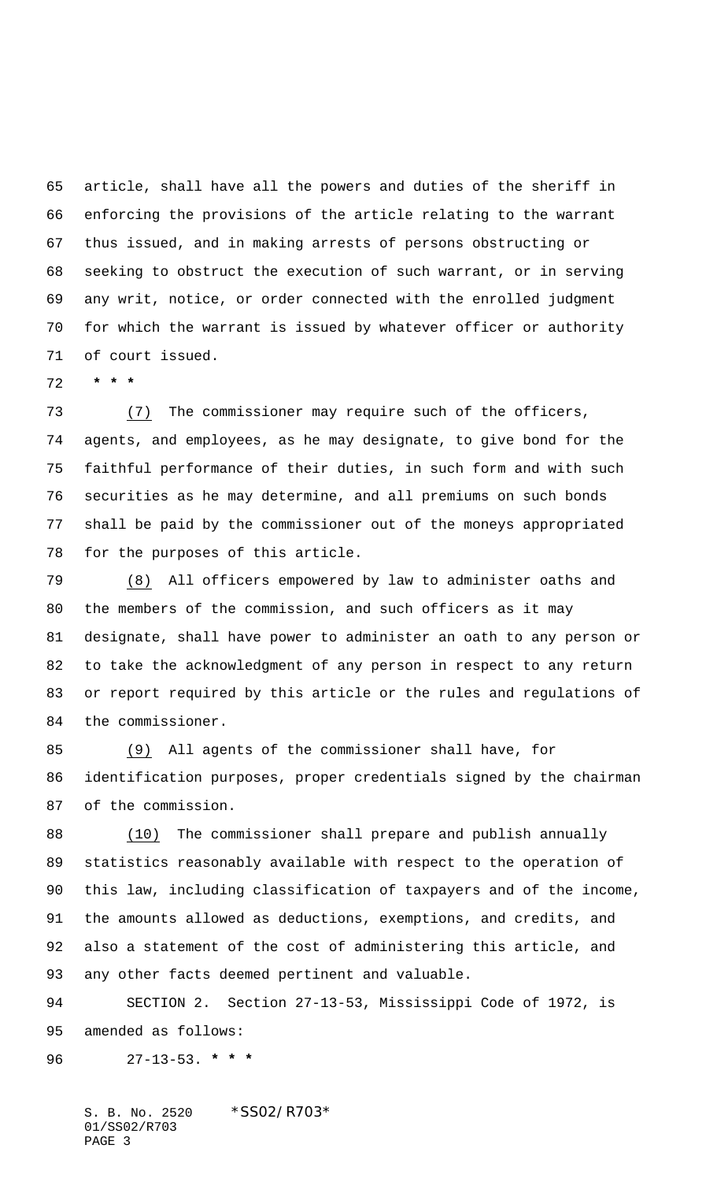article, shall have all the powers and duties of the sheriff in enforcing the provisions of the article relating to the warrant thus issued, and in making arrests of persons obstructing or seeking to obstruct the execution of such warrant, or in serving any writ, notice, or order connected with the enrolled judgment for which the warrant is issued by whatever officer or authority of court issued.

*** 

(7) The commissioner may require such of the officers, agents, and employees, as he may designate, to give bond for the faithful performance of their duties, in such form and with such securities as he may determine, and all premiums on such bonds shall be paid by the commissioner out of the moneys appropriated for the purposes of this article.

(8) All officers empowered by law to administer oaths and the members of the commission, and such officers as it may designate, shall have power to administer an oath to any person or to take the acknowledgment of any person in respect to any return or report required by this article or the rules and regulations of the commissioner.

(9) All agents of the commissioner shall have, for identification purposes, proper credentials signed by the chairman of the commission.

(10) The commissioner shall prepare and publish annually statistics reasonably available with respect to the operation of this law, including classification of taxpayers and of the income, the amounts allowed as deductions, exemptions, and credits, and also a statement of the cost of administering this article, and any other facts deemed pertinent and valuable.

SECTION 2. Section 27-13-53, Mississippi Code of 1972, is amended as follows:

27-13-53. ***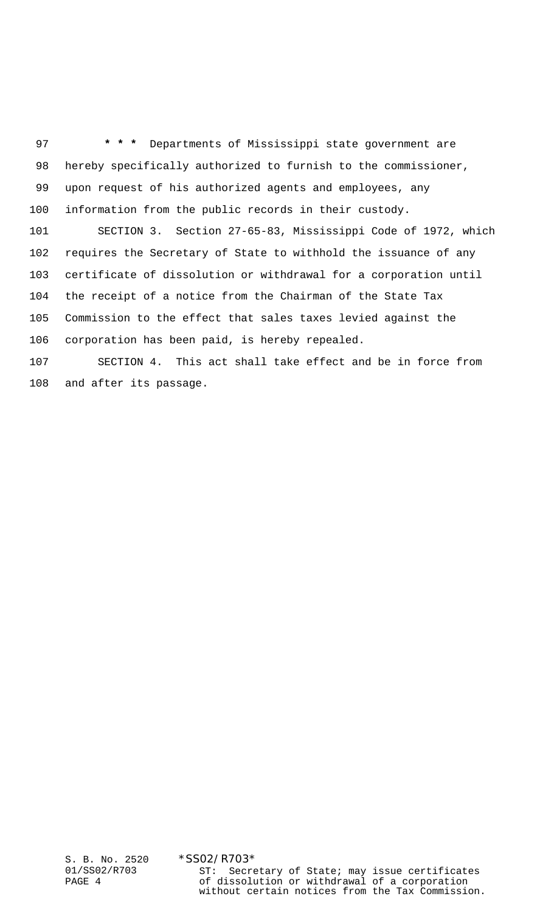**\* \* \*** Departments of Mississippi state government are hereby specifically authorized to furnish to the commissioner, upon request of his authorized agents and employees, any information from the public records in their custody.

SECTION 3. Section 27-65-83, Mississippi Code of 1972, which requires the Secretary of State to withhold the issuance of any certificate of dissolution or withdrawal for a corporation until the receipt of a notice from the Chairman of the State Tax Commission to the effect that sales taxes levied against the corporation has been paid, is hereby repealed.

SECTION 4. This act shall take effect and be in force from and after its passage.

ST: Secretary of State; may issue certificates of dissolution or withdrawal of a corporation without certain notices from the Tax Commission.